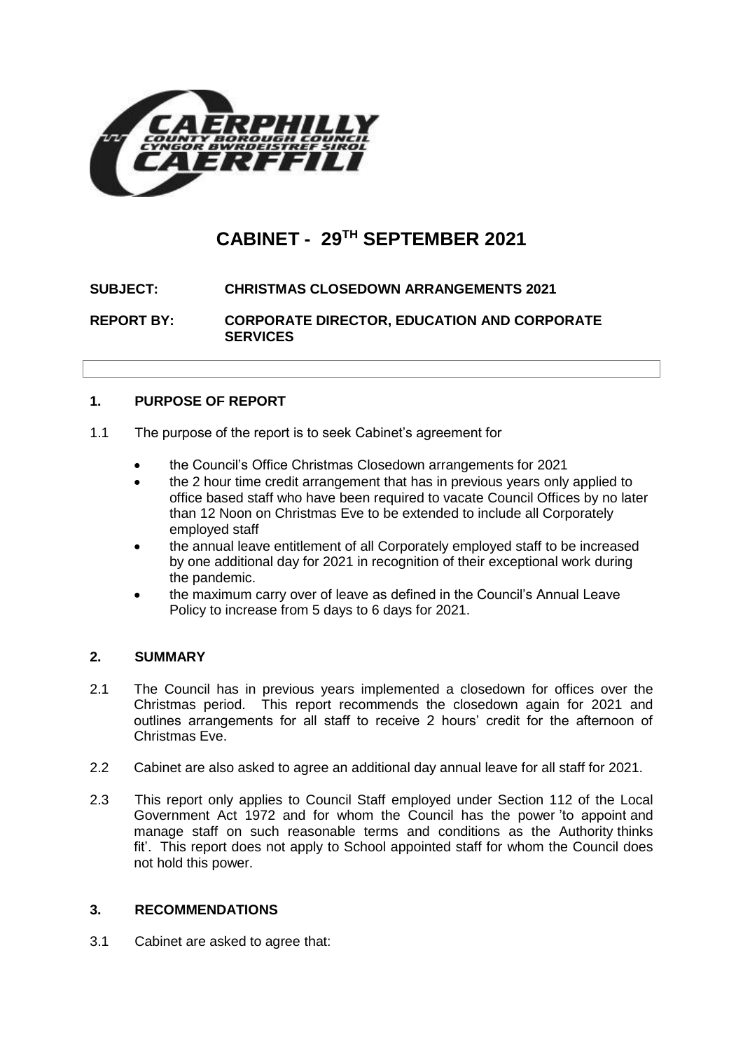# CABINET - 29TH SEPTEMBER 2021

**SUBJECT: CHRISTMAS CLOSEDOWN ARRANGEMENTS 2021**

**REPORT BY: CORPORATE DIRECTOR, EDUCATION AND CORPORATE SERVICES**

## 1. PURPOSE OF REPORT

1.1 The purpose of the report is to seek Cabinet's agreement for

- the Council's Office Christmas Closedown arrangements for 2021
- the 2 hour time credit arrangement that has in previous years only applied to office based staff who have been required to vacate Council Offices by no later than 12 Noon on Christmas Eve to be extended to include all Corporately employed staff
- the annual leave entitlement of all Corporately employed staff to be increased by one additional day for 2021 in recognition of their exceptional work during the pandemic.
- the maximum carry over of leave as defined in the Council's Annual Leave Policy to increase from 5 days to 6 days for 2021.

## 2. SUMMARY

2.1 The Council has in previous years implemented a closedown for offices over the Christmas period. This report recommends the closedown again for 2021 and outlines arrangements for all staff to receive 2 hours' credit for the afternoon of Christmas Eve.

2.2 Cabinet are also asked to agree an additional day annual leave for all staff for 2021.

2.3 This report only applies to Council Staff employed under Section 112 of the Local Government Act 1972 and for whom the Council has the power 'to appoint and manage staff on such reasonable terms and conditions as the Authority thinks fit'. This report does not apply to School appointed staff for whom the Council does not hold this power.

## 3. RECOMMENDATIONS

3.1 Cabinet are asked to agree that: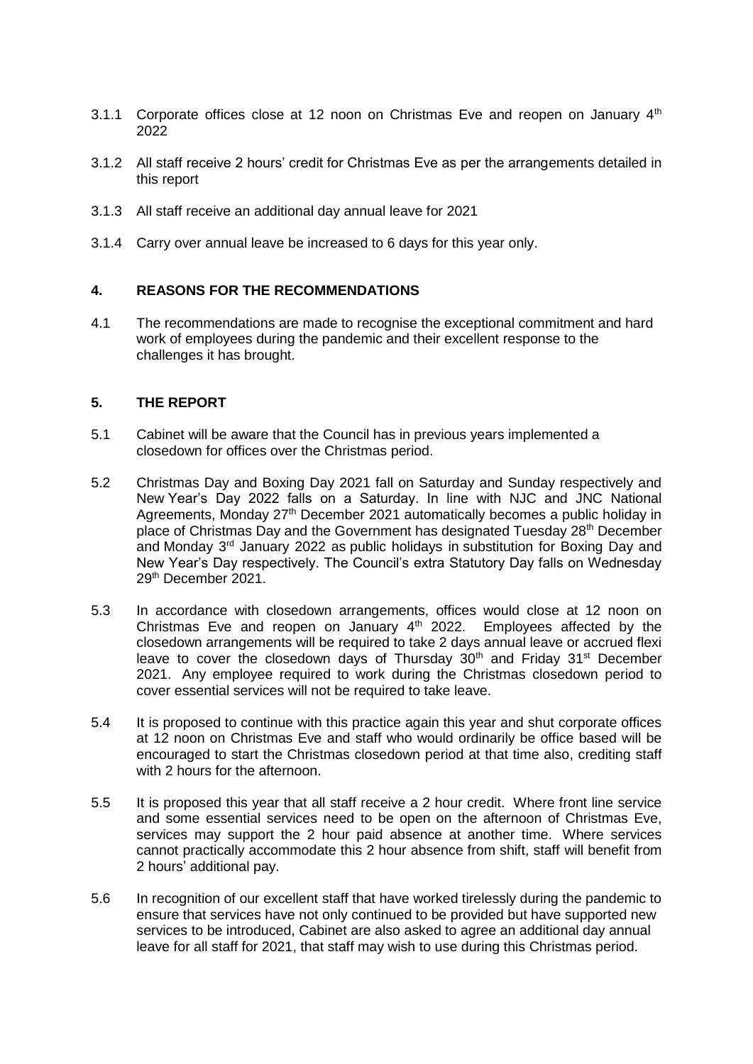3.1.1 Corporate offices close at 12 noon on Christmas Eve and reopen on January 4th 2022

3.1.2 All staff receive 2 hours' credit for Christmas Eve as per the arrangements detailed in this report

3.1.3 All staff receive an additional day annual leave for 2021

3.1.4 Carry over annual leave be increased to 6 days for this year only.

## 4. REASONS FOR THE RECOMMENDATIONS

4.1 The recommendations are made to recognise the exceptional commitment and hard work of employees during the pandemic and their excellent response to the challenges it has brought.

## 5. THE REPORT

5.1 Cabinet will be aware that the Council has in previous years implemented a closedown for offices over the Christmas period.

5.2 Christmas Day and Boxing Day 2021 fall on Saturday and Sunday respectively and New Year's Day 2022 falls on a Saturday. In line with NJC and JNC National Agreements, Monday 27th December 2021 automatically becomes a public holiday in place of Christmas Day and the Government has designated Tuesday 28th December and Monday 3rd January 2022 as public holidays in substitution for Boxing Day and New Year's Day respectively. The Council's extra Statutory Day falls on Wednesday 29th December 2021.

5.3 In accordance with closedown arrangements, offices would close at 12 noon on Christmas Eve and reopen on January 4th 2022. Employees affected by the closedown arrangements will be required to take 2 days annual leave or accrued flexi leave to cover the closedown days of Thursday 30th and Friday 31st December 2021. Any employee required to work during the Christmas closedown period to cover essential services will not be required to take leave.

5.4 It is proposed to continue with this practice again this year and shut corporate offices at 12 noon on Christmas Eve and staff who would ordinarily be office based will be encouraged to start the Christmas closedown period at that time also, crediting staff with 2 hours for the afternoon.

5.5 It is proposed this year that all staff receive a 2 hour credit. Where front line service and some essential services need to be open on the afternoon of Christmas Eve, services may support the 2 hour paid absence at another time. Where services cannot practically accommodate this 2 hour absence from shift, staff will benefit from 2 hours' additional pay.

5.6 In recognition of our excellent staff that have worked tirelessly during the pandemic to ensure that services have not only continued to be provided but have supported new services to be introduced, Cabinet are also asked to agree an additional day annual leave for all staff for 2021, that staff may wish to use during this Christmas period.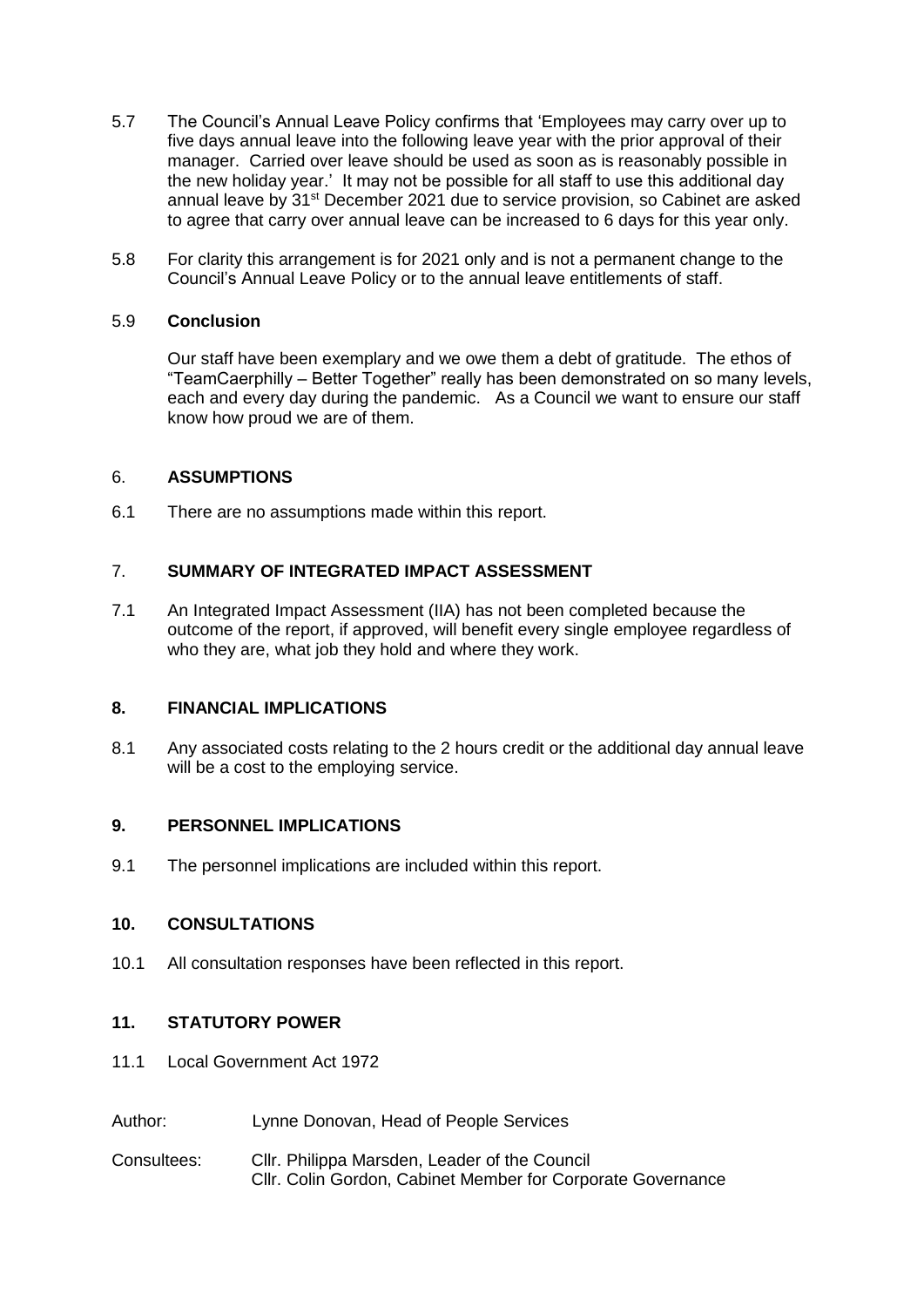5.7 The Council's Annual Leave Policy confirms that 'Employees may carry over up to five days annual leave into the following leave year with the prior approval of their manager. Carried over leave should be used as soon as is reasonably possible in the new holiday year.' It may not be possible for all staff to use this additional day annual leave by 31st December 2021 due to service provision, so Cabinet are asked to agree that carry over annual leave can be increased to 6 days for this year only.

5.8 For clarity this arrangement is for 2021 only and is not a permanent change to the Council's Annual Leave Policy or to the annual leave entitlements of staff.

5.9 **Conclusion**

Our staff have been exemplary and we owe them a debt of gratitude. The ethos of "TeamCaerphilly – Better Together" really has been demonstrated on so many levels, each and every day during the pandemic. As a Council we want to ensure our staff know how proud we are of them.

## 6. ASSUMPTIONS

6.1 There are no assumptions made within this report.

## 7. SUMMARY OF INTEGRATED IMPACT ASSESSMENT

7.1 An Integrated Impact Assessment (IIA) has not been completed because the outcome of the report, if approved, will benefit every single employee regardless of who they are, what job they hold and where they work.

## 8. FINANCIAL IMPLICATIONS

8.1 Any associated costs relating to the 2 hours credit or the additional day annual leave will be a cost to the employing service.

## 9. PERSONNEL IMPLICATIONS

9.1 The personnel implications are included within this report.

## 10. CONSULTATIONS

10.1 All consultation responses have been reflected in this report.

## 11. STATUTORY POWER

11.1 Local Government Act 1972

Author: Lynne Donovan, Head of People Services

Consultees: Cllr. Philippa Marsden, Leader of the Council
Cllr. Colin Gordon, Cabinet Member for Corporate Governance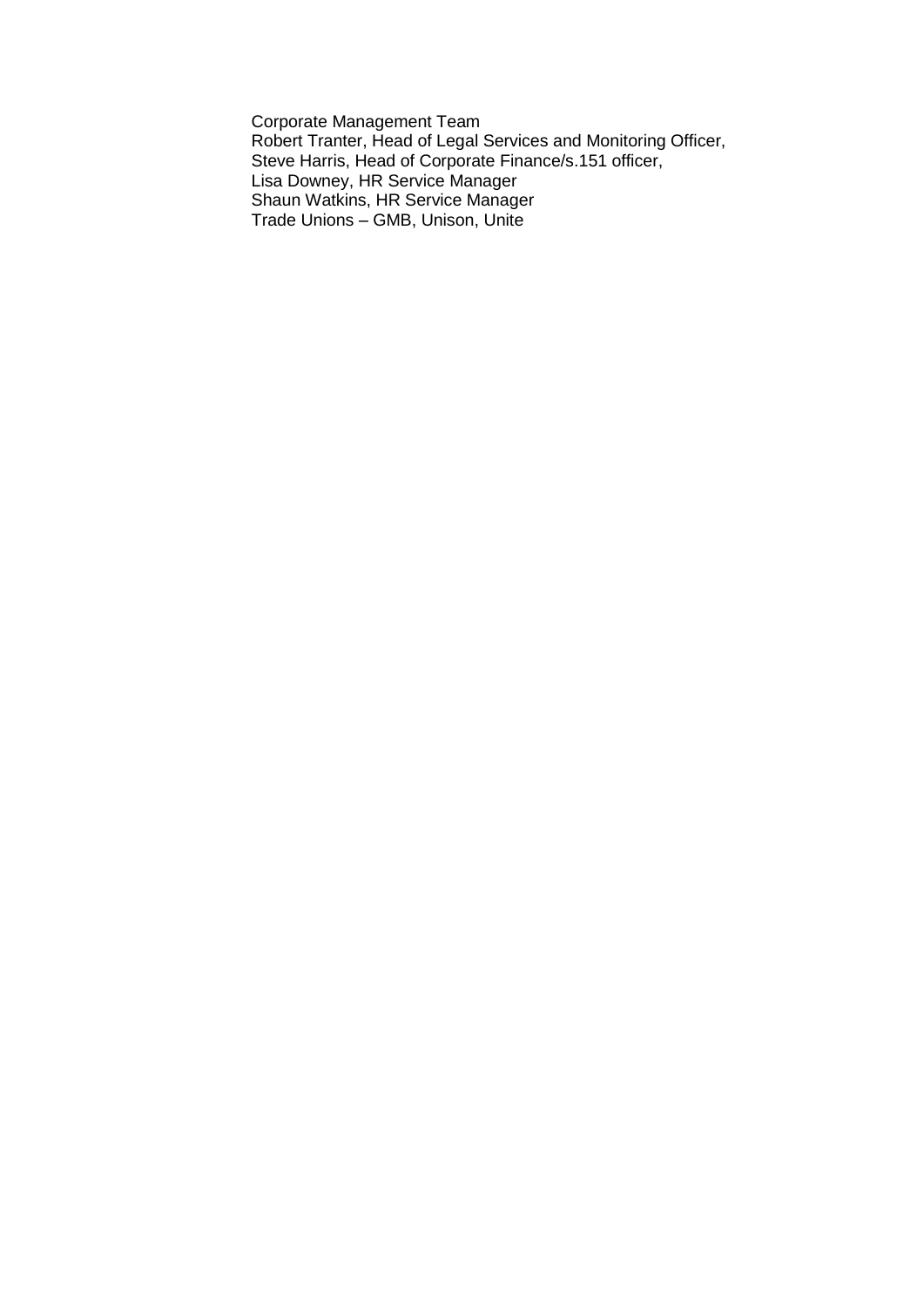Corporate Management Team
Robert Tranter, Head of Legal Services and Monitoring Officer,
Steve Harris, Head of Corporate Finance/s.151 officer,
Lisa Downey, HR Service Manager
Shaun Watkins, HR Service Manager
Trade Unions – GMB, Unison, Unite